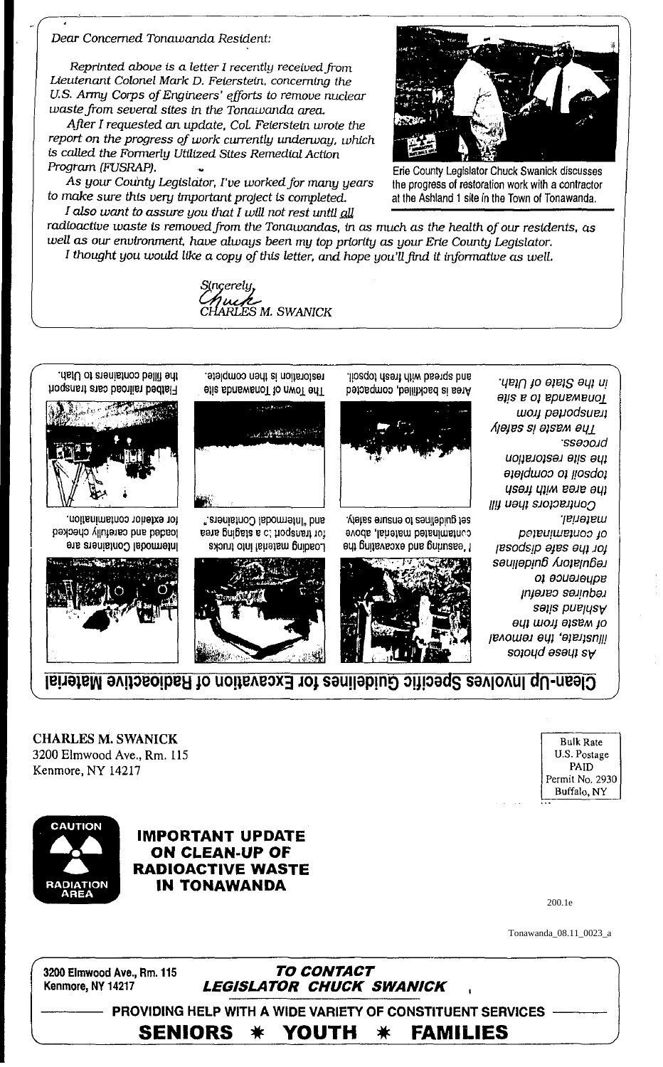*Dear Concerned Tonawanda Resident:*

*Reprinted above is a letter I recently received from Lieutenant Colonel Mark D. Feierstein, concerning the U.S. Army Corps of Engineers' efforts to remove nuclear waste from several sites in the Tonawanda area.*

*After I requested an update, Col. Feierstein wrote the report on the progress of work currently underway, which is called the Formerly Utilized Sites Remedial Action Program (FUSRAP).*

*As your County Legislator, I've worked for many years to make sure this very important project is completed.*

*I also want to assure you that I will not rest until all radioactive waste is removed from the Tonawandas, in as much as the health of our residents, as well as our environment, have always been my top priority as your Erie County Legislator.*

*I thought you would like a copy of this letter, and hope you'll find it informative as well.*

Sincerely,
Chuck
CHARLES M. SWANICK

Erie County Legislator Chuck Swanick discusses the progress of restoration work with a contractor at the Ashland 1 site in the Town of Tonawanda.

## Clean-Up Involves Specific Guidelines for Excavation of Radioactive Material

*As these photos illustrate, the removal of the waste from the Ashland sites required tremendous guidance for the safe disposal of contaminated material. Contractors then fill the area with fresh topsoil to complete the site restoration process. The waste is safely transported to a site in the State of Utah.*

Ensuring the excavation of contaminated material above set guidelines ensures safety.

Loading material into trucks for transport; a staging area and "intermodal containers."

Intermodal containers are loaded and carefully checked for exterior contamination.

Area is backfilled, compacted and spread with fresh topsoil.

The Town of Tonawanda site restoration is then complete.

Flatbed railroad cars transport the filled containers to Utah.

CHARLES M. SWANICK
3200 Elmwood Ave., Rm. 115
Kenmore, NY 14217

Bulk Rate
U.S. Postage
PAID
Permit No. 2930
Buffalo, NY

CAUTION
RADIATION AREA

**IMPORTANT UPDATE ON CLEAN-UP OF RADIOACTIVE WASTE IN TONAWANDA**

200.1e

Tonawanda_08.11_0023_a

3200 Elmwood Ave., Rm. 115
Kenmore, NY 14217

***TO CONTACT LEGISLATOR CHUCK SWANICK***

**PROVIDING HELP WITH A WIDE VARIETY OF CONSTITUENT SERVICES**

**SENIORS * YOUTH * FAMILIES**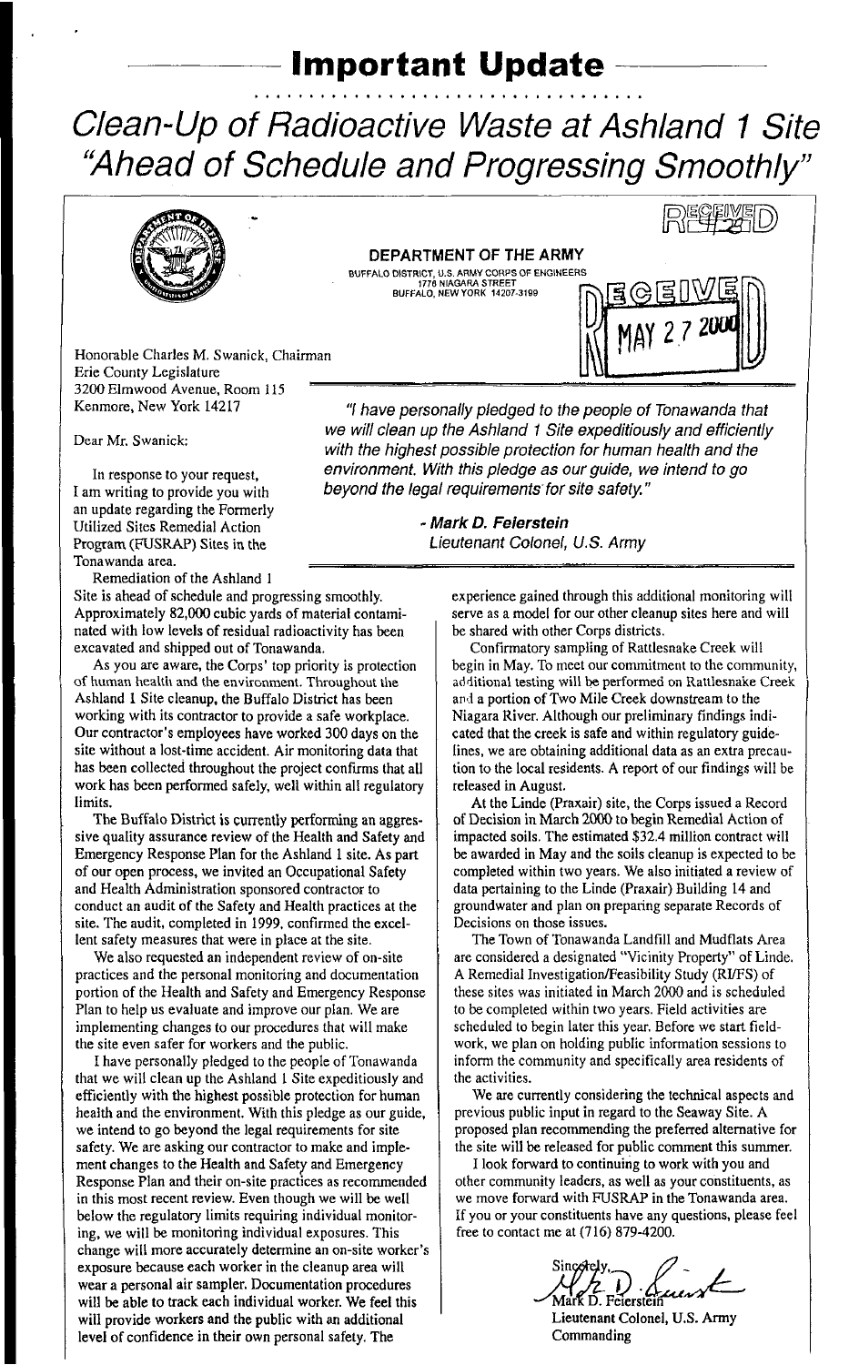# Important Update

## *Clean-Up of Radioactive Waste at Ashland 1 Site "Ahead of Schedule and Progressing Smoothly"*

RECEIVED

**DEPARTMENT OF THE ARMY**
BUFFALO DISTRICT, U.S. ARMY CORPS OF ENGINEERS
1776 NIAGARA STREET
BUFFALO, NEW YORK 14207-3199

RECEIVED MAY 2 7 2000

Honorable Charles M. Swanick, Chairman
Erie County Legislature
3200 Elmwood Avenue, Room 115
Kenmore, New York 14217

*"I have personally pledged to the people of Tonawanda that we will clean up the Ashland 1 Site expeditiously and efficiently with the highest possible protection for human health and the environment. With this pledge as our guide, we intend to go beyond the legal requirements for site safety."*

***- Mark D. Feierstein***
*Lieutenant Colonel, U.S. Army*

Dear Mr. Swanick:

In response to your request, I am writing to provide you with an update regarding the Formerly Utilized Sites Remedial Action Program (FUSRAP) Sites in the Tonawanda area.

Remediation of the Ashland 1 Site is ahead of schedule and progressing smoothly. Approximately 82,000 cubic yards of material contaminated with low levels of residual radioactivity has been excavated and shipped out of Tonawanda.

As you are aware, the Corps' top priority is protection of human health and the environment. Throughout the Ashland 1 Site cleanup, the Buffalo District has been working with its contractor to provide a safe workplace. Our contractor's employees have worked 300 days on the site without a lost-time accident. Air monitoring data that has been collected throughout the project confirms that all work has been performed safely, well within all regulatory limits.

The Buffalo District is currently performing an aggressive quality assurance review of the Health and Safety and Emergency Response Plan for the Ashland 1 site. As part of our open process, we invited an Occupational Safety and Health Administration sponsored contractor to conduct an audit of the Safety and Health practices at the site. The audit, completed in 1999, confirmed the excellent safety measures that were in place at the site.

We also requested an independent review of on-site practices and the personal monitoring and documentation portion of the Health and Safety and Emergency Response Plan to help us evaluate and improve our plan. We are implementing changes to our procedures that will make the site even safer for workers and the public.

I have personally pledged to the people of Tonawanda that we will clean up the Ashland 1 Site expeditiously and efficiently with the highest possible protection for human health and the environment. With this pledge as our guide, we intend to go beyond the legal requirements for site safety. We are asking our contractor to make and implement changes to the Health and Safety and Emergency Response Plan and their on-site practices as recommended in this most recent review. Even though we will be well below the regulatory limits requiring individual monitoring, we will be monitoring individual exposures. This change will more accurately determine an on-site worker's exposure because each worker in the cleanup area will wear a personal air sampler. Documentation procedures will be able to track each individual worker. We feel this will provide workers and the public with an additional level of confidence in their own personal safety. The experience gained through this additional monitoring will serve as a model for our other cleanup sites here and will be shared with other Corps districts.

Confirmatory sampling of Rattlesnake Creek will begin in May. To meet our commitment to the community, additional testing will be performed on Rattlesnake Creek and a portion of Two Mile Creek downstream to the Niagara River. Although our preliminary findings indicated that the creek is safe and within regulatory guidelines, we are obtaining additional data as an extra precaution to the local residents. A report of our findings will be released in August.

At the Linde (Praxair) site, the Corps issued a Record of Decision in March 2000 to begin Remedial Action of impacted soils. The estimated $32.4 million contract will be awarded in May and the soils cleanup is expected to be completed within two years. We also initiated a review of data pertaining to the Linde (Praxair) Building 14 and groundwater and plan on preparing separate Records of Decisions on those issues.

The Town of Tonawanda Landfill and Mudflats Area are considered a designated "Vicinity Property" of Linde. A Remedial Investigation/Feasibility Study (RI/FS) of these sites was initiated in March 2000 and is scheduled to be completed within two years. Field activities are scheduled to begin later this year. Before we start fieldwork, we plan on holding public information sessions to inform the community and specifically area residents of the activities.

We are currently considering the technical aspects and previous public input in regard to the Seaway Site. A proposed plan recommending the preferred alternative for the site will be released for public comment this summer.

I look forward to continuing to work with you and other community leaders, as well as your constituents, as we move forward with FUSRAP in the Tonawanda area. If you or your constituents have any questions, please feel free to contact me at (716) 879-4200.

Sincerely,

Mark D. Feierstein
Lieutenant Colonel, U.S. Army
Commanding